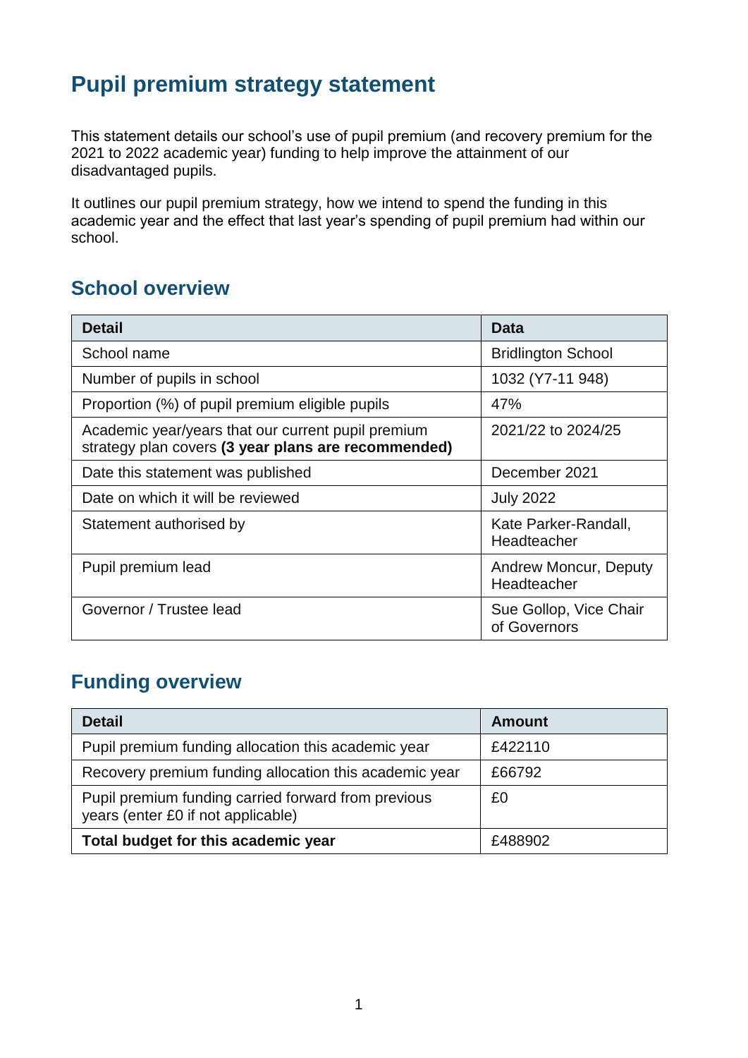# Pupil premium strategy statement

This statement details our school's use of pupil premium (and recovery premium for the 2021 to 2022 academic year) funding to help improve the attainment of our disadvantaged pupils.

It outlines our pupil premium strategy, how we intend to spend the funding in this academic year and the effect that last year's spending of pupil premium had within our school.

## School overview

| Detail | Data |
| --- | --- |
| School name | Bridlington School |
| Number of pupils in school | 1032 (Y7-11 948) |
| Proportion (%) of pupil premium eligible pupils | 47% |
| Academic year/years that our current pupil premium strategy plan covers **(3 year plans are recommended)** | 2021/22 to 2024/25 |
| Date this statement was published | December 2021 |
| Date on which it will be reviewed | July 2022 |
| Statement authorised by | Kate Parker-Randall, Headteacher |
| Pupil premium lead | Andrew Moncur, Deputy Headteacher |
| Governor / Trustee lead | Sue Gollop, Vice Chair of Governors |

## Funding overview

| Detail | Amount |
| --- | --- |
| Pupil premium funding allocation this academic year | £422110 |
| Recovery premium funding allocation this academic year | £66792 |
| Pupil premium funding carried forward from previous years (enter £0 if not applicable) | £0 |
| **Total budget for this academic year** | £488902 |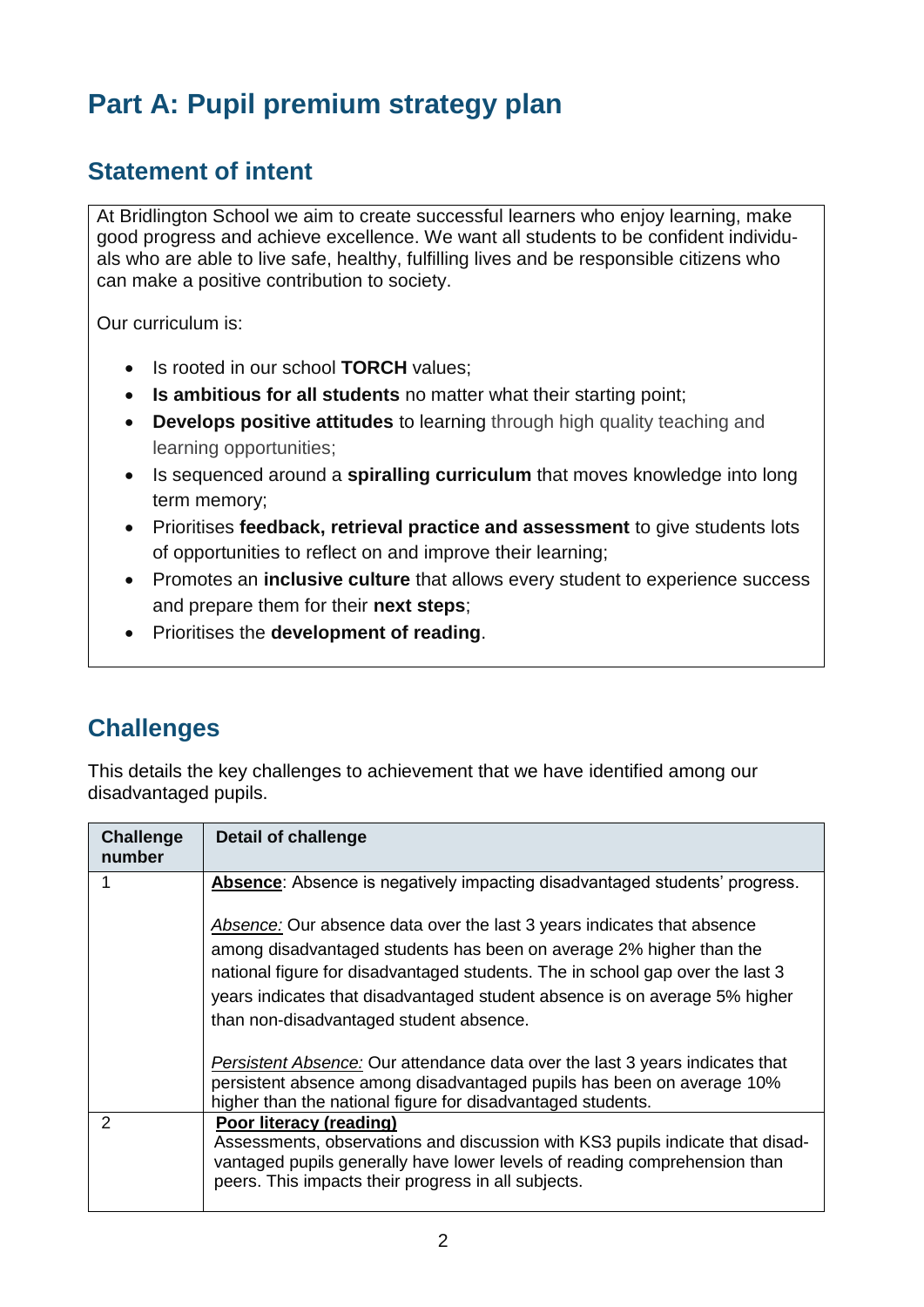# Part A: Pupil premium strategy plan

## Statement of intent

At Bridlington School we aim to create successful learners who enjoy learning, make good progress and achieve excellence. We want all students to be confident individuals who are able to live safe, healthy, fulfilling lives and be responsible citizens who can make a positive contribution to society.

Our curriculum is:

- Is rooted in our school **TORCH** values;
- **Is ambitious for all students** no matter what their starting point;
- **Develops positive attitudes** to learning through high quality teaching and learning opportunities;
- Is sequenced around a **spiralling curriculum** that moves knowledge into long term memory;
- Prioritises **feedback, retrieval practice and assessment** to give students lots of opportunities to reflect on and improve their learning;
- Promotes an **inclusive culture** that allows every student to experience success and prepare them for their **next steps**;
- Prioritises the **development of reading**.

## Challenges

This details the key challenges to achievement that we have identified among our disadvantaged pupils.

| Challenge number | Detail of challenge |
|---|---|
| 1 | <u>**Absence**</u>: Absence is negatively impacting disadvantaged students' progress.<br><br>*<u>Absence:</u>* Our absence data over the last 3 years indicates that absence among disadvantaged students has been on average 2% higher than the national figure for disadvantaged students. The in school gap over the last 3 years indicates that disadvantaged student absence is on average 5% higher than non-disadvantaged student absence.<br><br>*<u>Persistent Absence:</u>* Our attendance data over the last 3 years indicates that persistent absence among disadvantaged pupils has been on average 10% higher than the national figure for disadvantaged students. |
| 2 | <u>**Poor literacy (reading)**</u><br>Assessments, observations and discussion with KS3 pupils indicate that disadvantaged pupils generally have lower levels of reading comprehension than peers. This impacts their progress in all subjects. |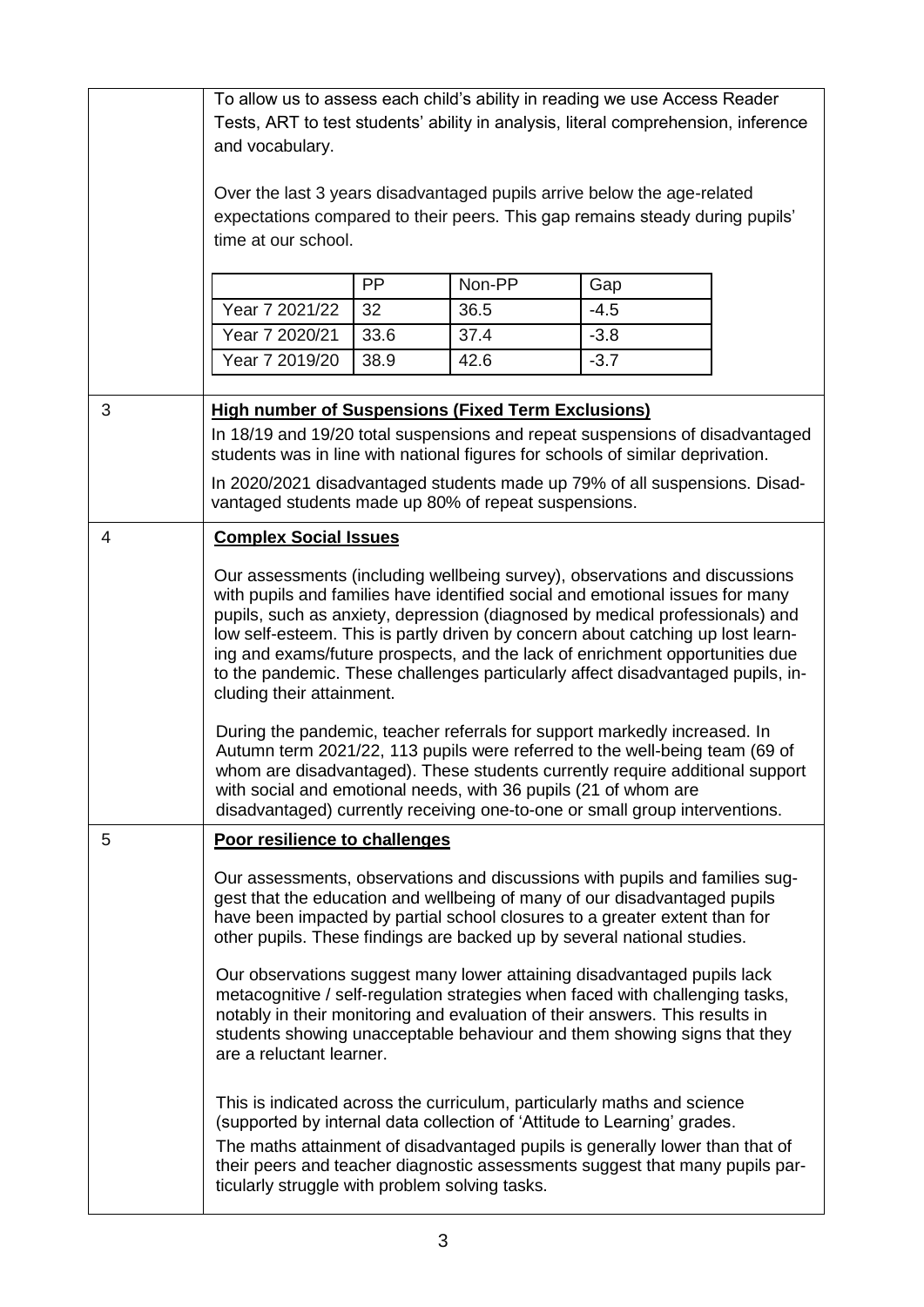| | |
|---|---|
| | To allow us to assess each child's ability in reading we use Access Reader Tests, ART to test students' ability in analysis, literal comprehension, inference and vocabulary.<br><br>Over the last 3 years disadvantaged pupils arrive below the age-related expectations compared to their peers. This gap remains steady during pupils' time at our school.<br><br>(see table below) |
| 3 | **High number of Suspensions (Fixed Term Exclusions)**<br><br>In 18/19 and 19/20 total suspensions and repeat suspensions of disadvantaged students was in line with national figures for schools of similar deprivation.<br><br>In 2020/2021 disadvantaged students made up 79% of all suspensions. Disadvantaged students made up 80% of repeat suspensions. |
| 4 | **Complex Social Issues**<br><br>Our assessments (including wellbeing survey), observations and discussions with pupils and families have identified social and emotional issues for many pupils, such as anxiety, depression (diagnosed by medical professionals) and low self-esteem. This is partly driven by concern about catching up lost learning and exams/future prospects, and the lack of enrichment opportunities due to the pandemic. These challenges particularly affect disadvantaged pupils, including their attainment.<br><br>During the pandemic, teacher referrals for support markedly increased. In Autumn term 2021/22, 113 pupils were referred to the well-being team (69 of whom are disadvantaged). These students currently require additional support with social and emotional needs, with 36 pupils (21 of whom are disadvantaged) currently receiving one-to-one or small group interventions. |
| 5 | **Poor resilience to challenges**<br><br>Our assessments, observations and discussions with pupils and families suggest that the education and wellbeing of many of our disadvantaged pupils have been impacted by partial school closures to a greater extent than for other pupils. These findings are backed up by several national studies.<br><br>Our observations suggest many lower attaining disadvantaged pupils lack metacognitive / self-regulation strategies when faced with challenging tasks, notably in their monitoring and evaluation of their answers. This results in students showing unacceptable behaviour and them showing signs that they are a reluctant learner.<br><br>This is indicated across the curriculum, particularly maths and science (supported by internal data collection of 'Attitude to Learning' grades.<br><br>The maths attainment of disadvantaged pupils is generally lower than that of their peers and teacher diagnostic assessments suggest that many pupils particularly struggle with problem solving tasks. |

| | PP | Non-PP | Gap |
|---|---|---|---|
| Year 7 2021/22 | 32 | 36.5 | -4.5 |
| Year 7 2020/21 | 33.6 | 37.4 | -3.8 |
| Year 7 2019/20 | 38.9 | 42.6 | -3.7 |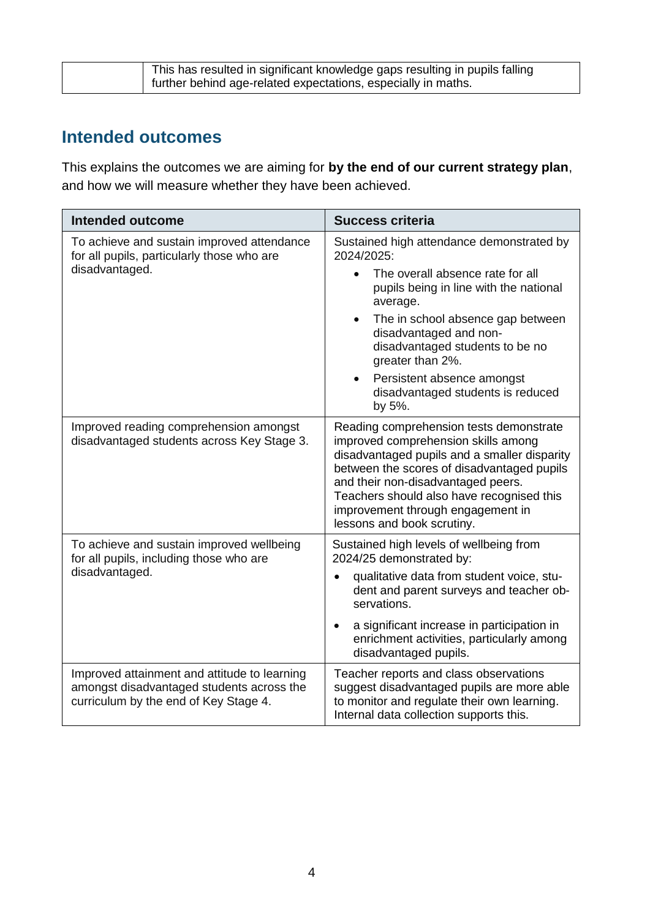| | |
|---|---|
| | This has resulted in significant knowledge gaps resulting in pupils falling further behind age-related expectations, especially in maths. |

## Intended outcomes

This explains the outcomes we are aiming for **by the end of our current strategy plan**, and how we will measure whether they have been achieved.

| Intended outcome | Success criteria |
|---|---|
| To achieve and sustain improved attendance for all pupils, particularly those who are disadvantaged. | Sustained high attendance demonstrated by 2024/2025:<br>• The overall absence rate for all pupils being in line with the national average.<br>• The in school absence gap between disadvantaged and non-disadvantaged students to be no greater than 2%.<br>• Persistent absence amongst disadvantaged students is reduced by 5%. |
| Improved reading comprehension amongst disadvantaged students across Key Stage 3. | Reading comprehension tests demonstrate improved comprehension skills among disadvantaged pupils and a smaller disparity between the scores of disadvantaged pupils and their non-disadvantaged peers. Teachers should also have recognised this improvement through engagement in lessons and book scrutiny. |
| To achieve and sustain improved wellbeing for all pupils, including those who are disadvantaged. | Sustained high levels of wellbeing from 2024/25 demonstrated by:<br>• qualitative data from student voice, student and parent surveys and teacher observations.<br>• a significant increase in participation in enrichment activities, particularly among disadvantaged pupils. |
| Improved attainment and attitude to learning amongst disadvantaged students across the curriculum by the end of Key Stage 4. | Teacher reports and class observations suggest disadvantaged pupils are more able to monitor and regulate their own learning. Internal data collection supports this. |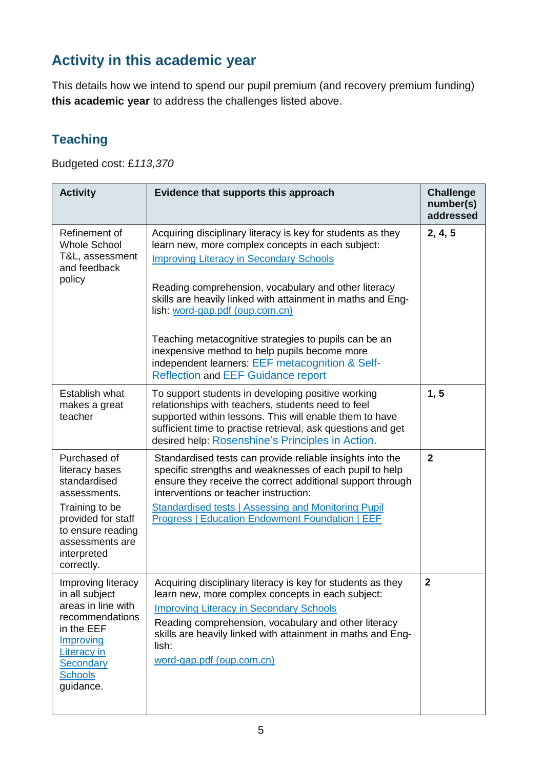## Activity in this academic year

This details how we intend to spend our pupil premium (and recovery premium funding) **this academic year** to address the challenges listed above.

### Teaching

Budgeted cost: £*113,370*

| Activity | Evidence that supports this approach | Challenge number(s) addressed |
| --- | --- | --- |
| Refinement of Whole School T&L, assessment and feedback policy | Acquiring disciplinary literacy is key for students as they learn new, more complex concepts in each subject: [Improving Literacy in Secondary Schools]<br><br>Reading comprehension, vocabulary and other literacy skills are heavily linked with attainment in maths and English: [word-gap.pdf (oup.com.cn)]<br><br>Teaching metacognitive strategies to pupils can be an inexpensive method to help pupils become more independent learners: EEF metacognition & Self-Reflection and EEF Guidance report | **2, 4, 5** |
| Establish what makes a great teacher | To support students in developing positive working relationships with teachers, students need to feel supported within lessons. This will enable them to have sufficient time to practise retrieval, ask questions and get desired help: Rosenshine's Principles in Action. | **1, 5** |
| Purchased of literacy bases standardised assessments.<br><br>Training to be provided for staff to ensure reading assessments are interpreted correctly. | Standardised tests can provide reliable insights into the specific strengths and weaknesses of each pupil to help ensure they receive the correct additional support through interventions or teacher instruction:<br><br>[Standardised tests \| Assessing and Monitoring Pupil Progress \| Education Endowment Foundation \| EEF] | **2** |
| Improving literacy in all subject areas in line with recommendations in the EEF [Improving Literacy in Secondary Schools] guidance. | Acquiring disciplinary literacy is key for students as they learn new, more complex concepts in each subject:<br>[Improving Literacy in Secondary Schools]<br>Reading comprehension, vocabulary and other literacy skills are heavily linked with attainment in maths and English:<br>[word-gap.pdf (oup.com.cn)] | **2** |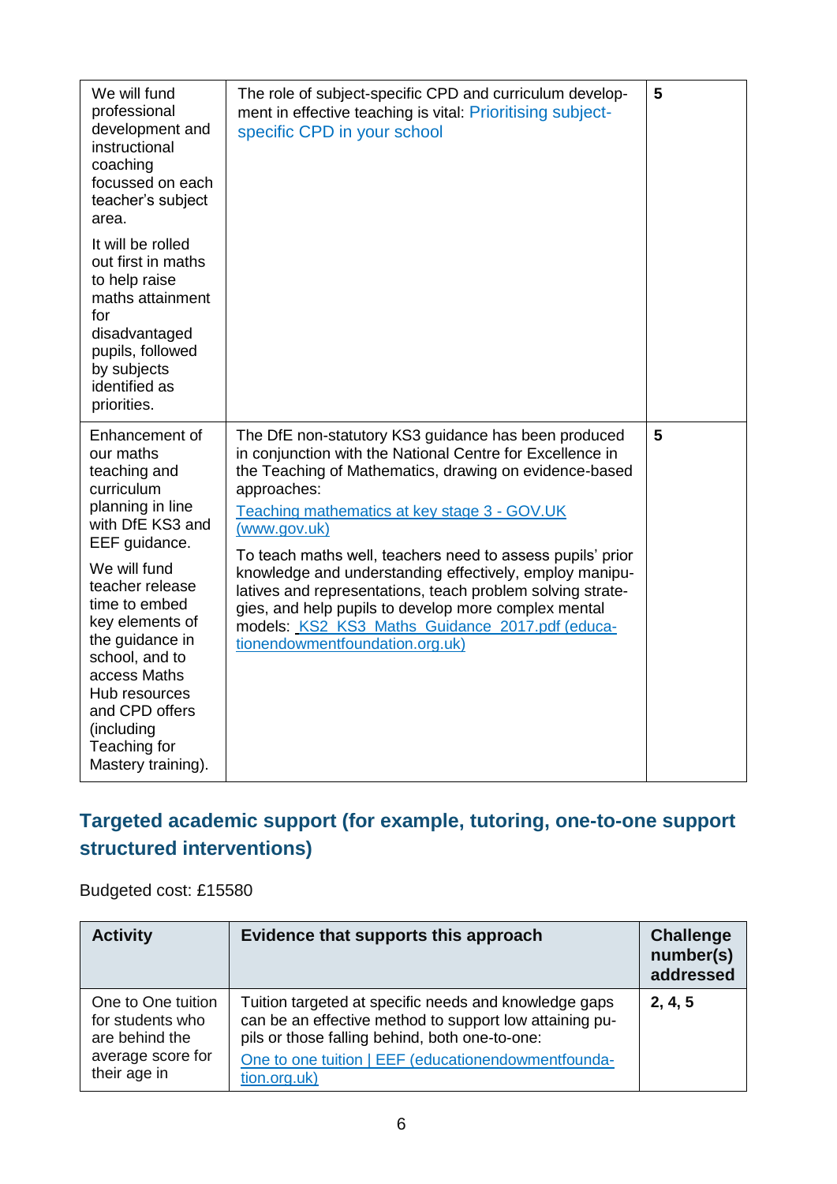| | | |
|---|---|---|
| We will fund professional development and instructional coaching focussed on each teacher's subject area.<br><br>It will be rolled out first in maths to help raise maths attainment for disadvantaged pupils, followed by subjects identified as priorities. | The role of subject-specific CPD and curriculum development in effective teaching is vital: Prioritising subject-specific CPD in your school | 5 |
| Enhancement of our maths teaching and curriculum planning in line with DfE KS3 and EEF guidance.<br><br>We will fund teacher release time to embed key elements of the guidance in school, and to access Maths Hub resources and CPD offers (including Teaching for Mastery training). | The DfE non-statutory KS3 guidance has been produced in conjunction with the National Centre for Excellence in the Teaching of Mathematics, drawing on evidence-based approaches:<br><br>Teaching mathematics at key stage 3 - GOV.UK (www.gov.uk)<br><br>To teach maths well, teachers need to assess pupils' prior knowledge and understanding effectively, employ manipulatives and representations, teach problem solving strategies, and help pupils to develop more complex mental models: KS2_KS3_Maths_Guidance_2017.pdf (educationendowmentfoundation.org.uk) | 5 |

## Targeted academic support (for example, tutoring, one-to-one support structured interventions)

Budgeted cost: £15580

| Activity | Evidence that supports this approach | Challenge number(s) addressed |
|---|---|---|
| One to One tuition for students who are behind the average score for their age in | Tuition targeted at specific needs and knowledge gaps can be an effective method to support low attaining pupils or those falling behind, both one-to-one:<br><br>One to one tuition \| EEF (educationendowmentfoundation.org.uk) | **2, 4, 5** |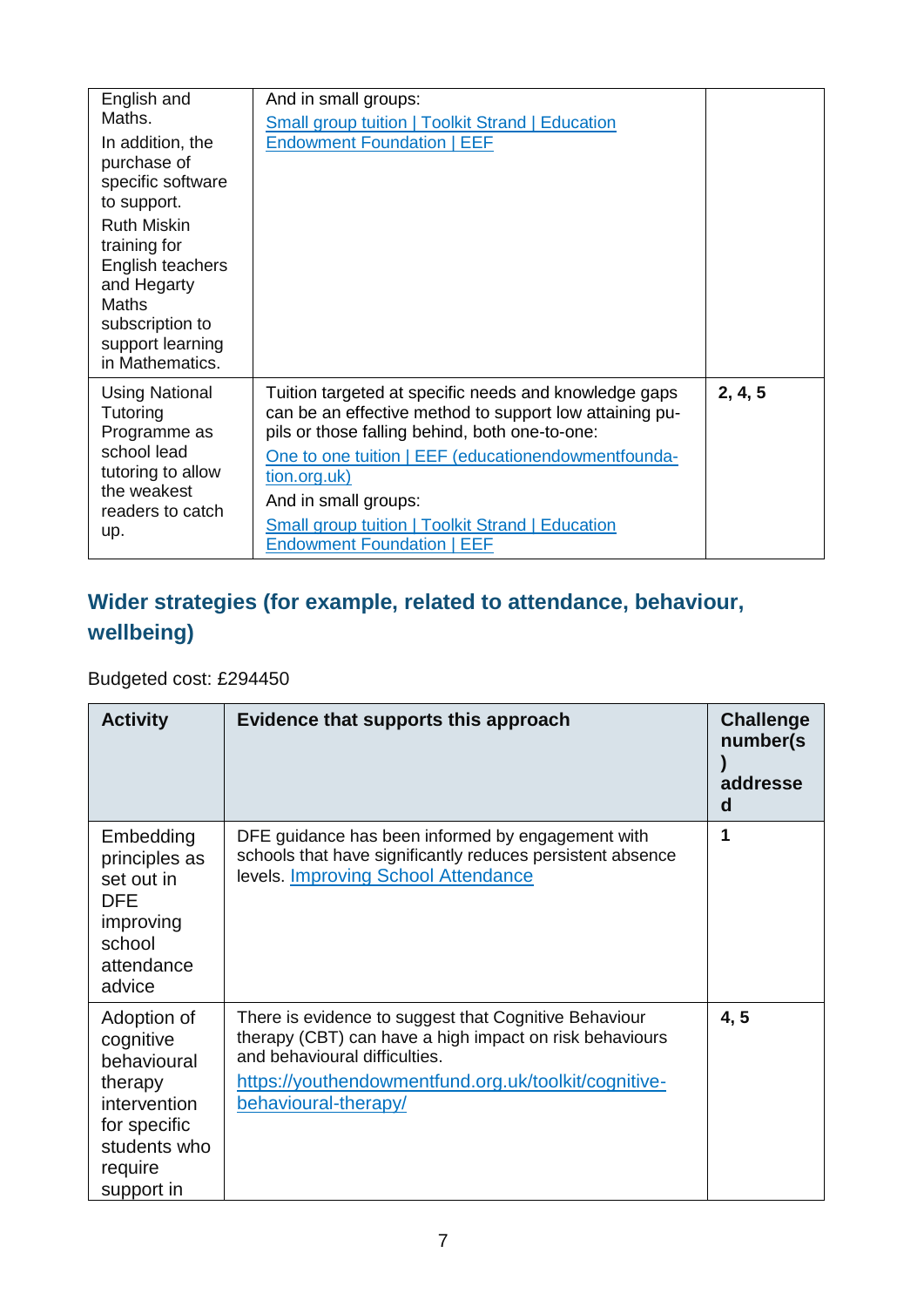| | | |
|---|---|---|
| English and Maths. In addition, the purchase of specific software to support. Ruth Miskin training for English teachers and Hegarty Maths subscription to support learning in Mathematics. | And in small groups: [Small group tuition \| Toolkit Strand \| Education Endowment Foundation \| EEF] | |
| Using National Tutoring Programme as school lead tutoring to allow the weakest readers to catch up. | Tuition targeted at specific needs and knowledge gaps can be an effective method to support low attaining pupils or those falling behind, both one-to-one: [One to one tuition \| EEF (educationendowmentfoundation.org.uk)] And in small groups: [Small group tuition \| Toolkit Strand \| Education Endowment Foundation \| EEF] | **2, 4, 5** |

## Wider strategies (for example, related to attendance, behaviour, wellbeing)

Budgeted cost: £294450

| Activity | Evidence that supports this approach | Challenge number(s) addressed |
|---|---|---|
| Embedding principles as set out in DFE improving school attendance advice | DFE guidance has been informed by engagement with schools that have significantly reduces persistent absence levels. Improving School Attendance | **1** |
| Adoption of cognitive behavioural therapy intervention for specific students who require support in | There is evidence to suggest that Cognitive Behaviour therapy (CBT) can have a high impact on risk behaviours and behavioural difficulties. https://youthendowmentfund.org.uk/toolkit/cognitive-behavioural-therapy/ | **4, 5** |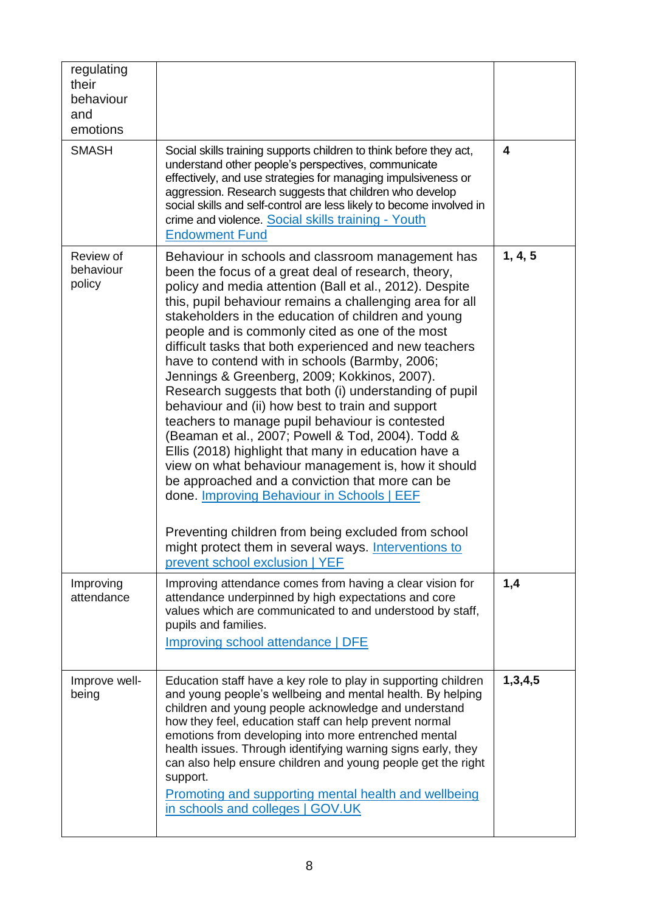| | | |
|---|---|---|
| regulating their behaviour and emotions | | |
| SMASH | Social skills training supports children to think before they act, understand other people's perspectives, communicate effectively, and use strategies for managing impulsiveness or aggression. Research suggests that children who develop social skills and self-control are less likely to become involved in crime and violence. [Social skills training - Youth Endowment Fund] | **4** |
| Review of behaviour policy | Behaviour in schools and classroom management has been the focus of a great deal of research, theory, policy and media attention (Ball et al., 2012). Despite this, pupil behaviour remains a challenging area for all stakeholders in the education of children and young people and is commonly cited as one of the most difficult tasks that both experienced and new teachers have to contend with in schools (Barmby, 2006; Jennings & Greenberg, 2009; Kokkinos, 2007). Research suggests that both (i) understanding of pupil behaviour and (ii) how best to train and support teachers to manage pupil behaviour is contested (Beaman et al., 2007; Powell & Tod, 2004). Todd & Ellis (2018) highlight that many in education have a view on what behaviour management is, how it should be approached and a conviction that more can be done. [Improving Behaviour in Schools \| EEF]<br><br>Preventing children from being excluded from school might protect them in several ways. [Interventions to prevent school exclusion \| YEF] | **1, 4, 5** |
| Improving attendance | Improving attendance comes from having a clear vision for attendance underpinned by high expectations and core values which are communicated to and understood by staff, pupils and families.<br>[Improving school attendance \| DFE] | **1,4** |
| Improve well-being | Education staff have a key role to play in supporting children and young people's wellbeing and mental health. By helping children and young people acknowledge and understand how they feel, education staff can help prevent normal emotions from developing into more entrenched mental health issues. Through identifying warning signs early, they can also help ensure children and young people get the right support.<br>[Promoting and supporting mental health and wellbeing in schools and colleges \| GOV.UK] | **1,3,4,5** |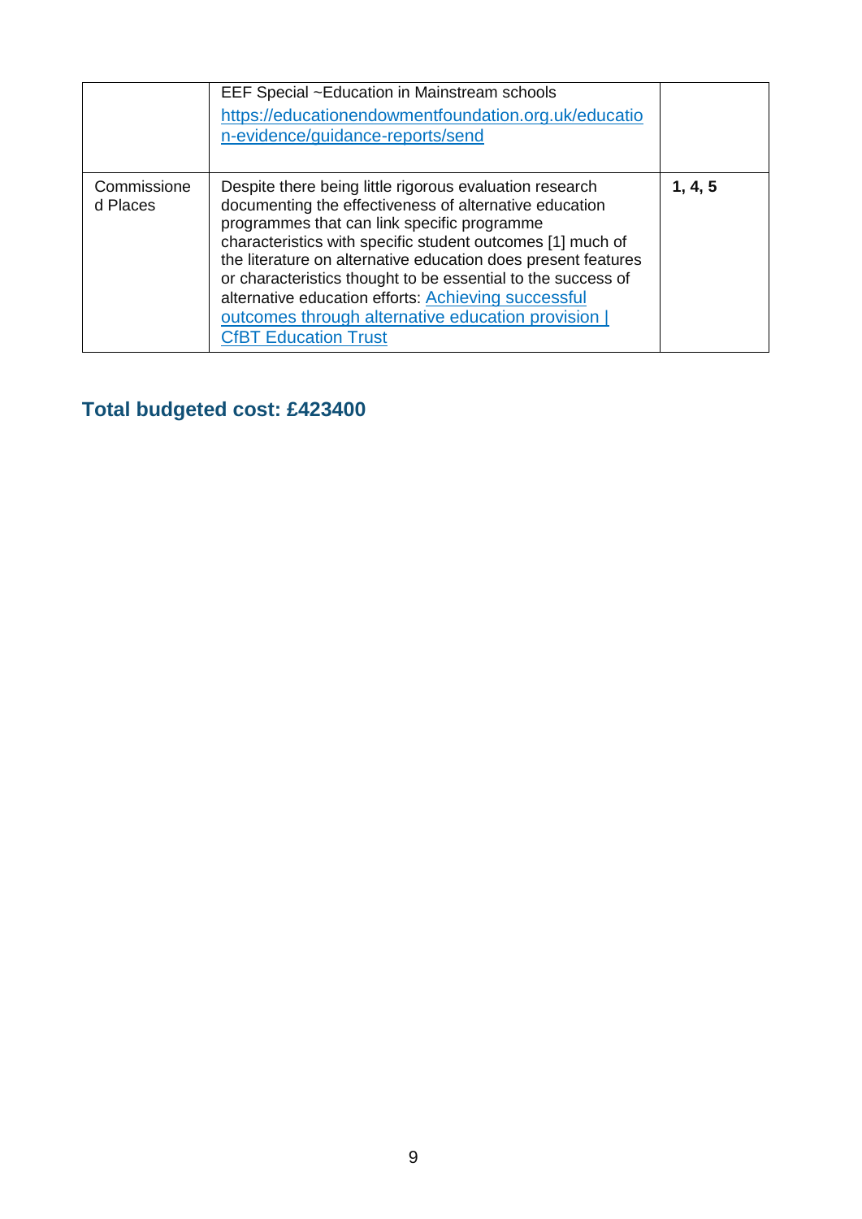| | | |
|---|---|---|
| | EEF Special ~Education in Mainstream schools [https://educationendowmentfoundation.org.uk/education-evidence/guidance-reports/send](https://educationendowmentfoundation.org.uk/education-evidence/guidance-reports/send) | |
| Commissioned Places | Despite there being little rigorous evaluation research documenting the effectiveness of alternative education programmes that can link specific programme characteristics with specific student outcomes [1] much of the literature on alternative education does present features or characteristics thought to be essential to the success of alternative education efforts: Achieving successful outcomes through alternative education provision \| CfBT Education Trust | **1, 4, 5** |

## Total budgeted cost: £423400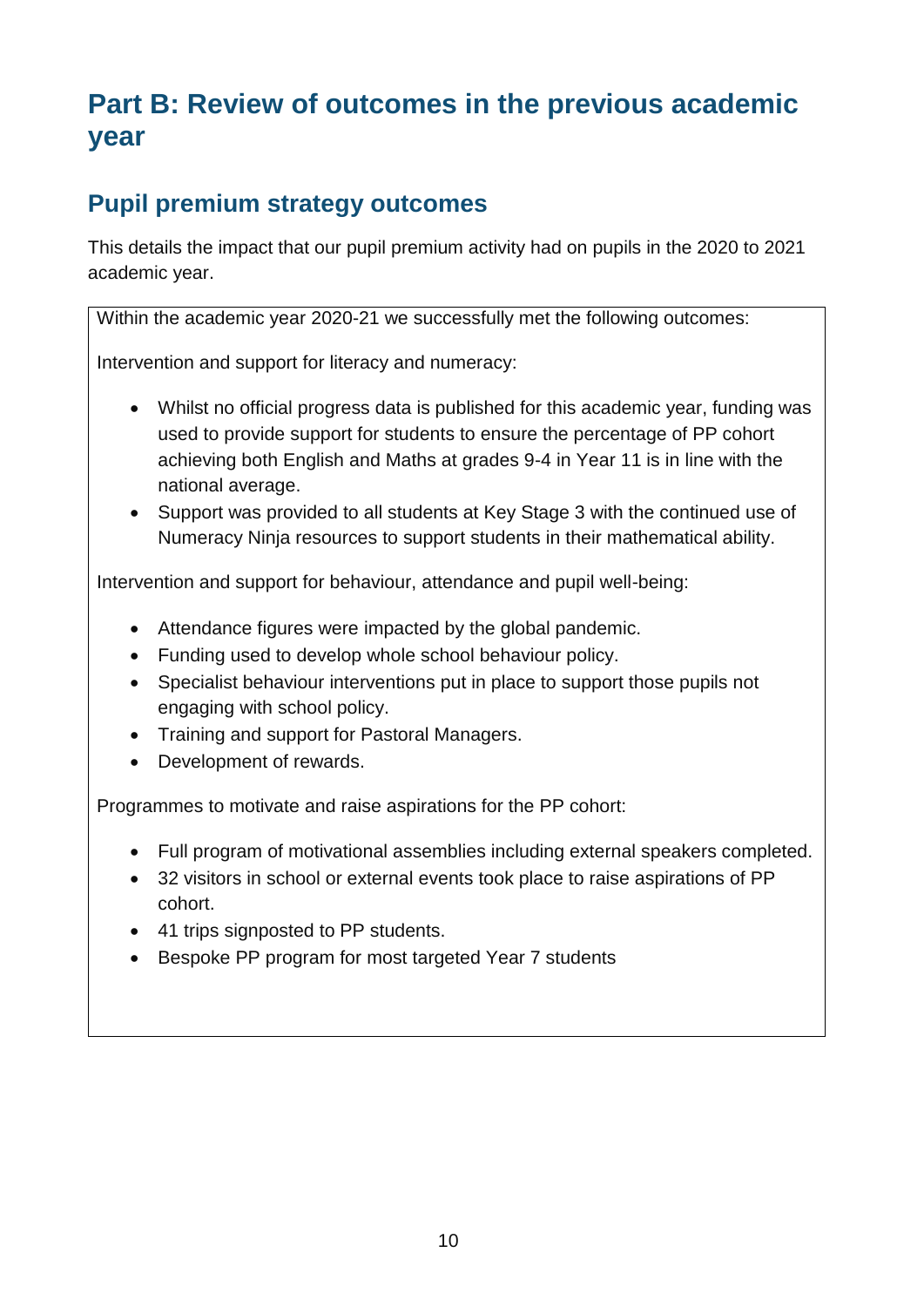# Part B: Review of outcomes in the previous academic year

## Pupil premium strategy outcomes

This details the impact that our pupil premium activity had on pupils in the 2020 to 2021 academic year.

Within the academic year 2020-21 we successfully met the following outcomes:

Intervention and support for literacy and numeracy:

- Whilst no official progress data is published for this academic year, funding was used to provide support for students to ensure the percentage of PP cohort achieving both English and Maths at grades 9-4 in Year 11 is in line with the national average.
- Support was provided to all students at Key Stage 3 with the continued use of Numeracy Ninja resources to support students in their mathematical ability.

Intervention and support for behaviour, attendance and pupil well-being:

- Attendance figures were impacted by the global pandemic.
- Funding used to develop whole school behaviour policy.
- Specialist behaviour interventions put in place to support those pupils not engaging with school policy.
- Training and support for Pastoral Managers.
- Development of rewards.

Programmes to motivate and raise aspirations for the PP cohort:

- Full program of motivational assemblies including external speakers completed.
- 32 visitors in school or external events took place to raise aspirations of PP cohort.
- 41 trips signposted to PP students.
- Bespoke PP program for most targeted Year 7 students